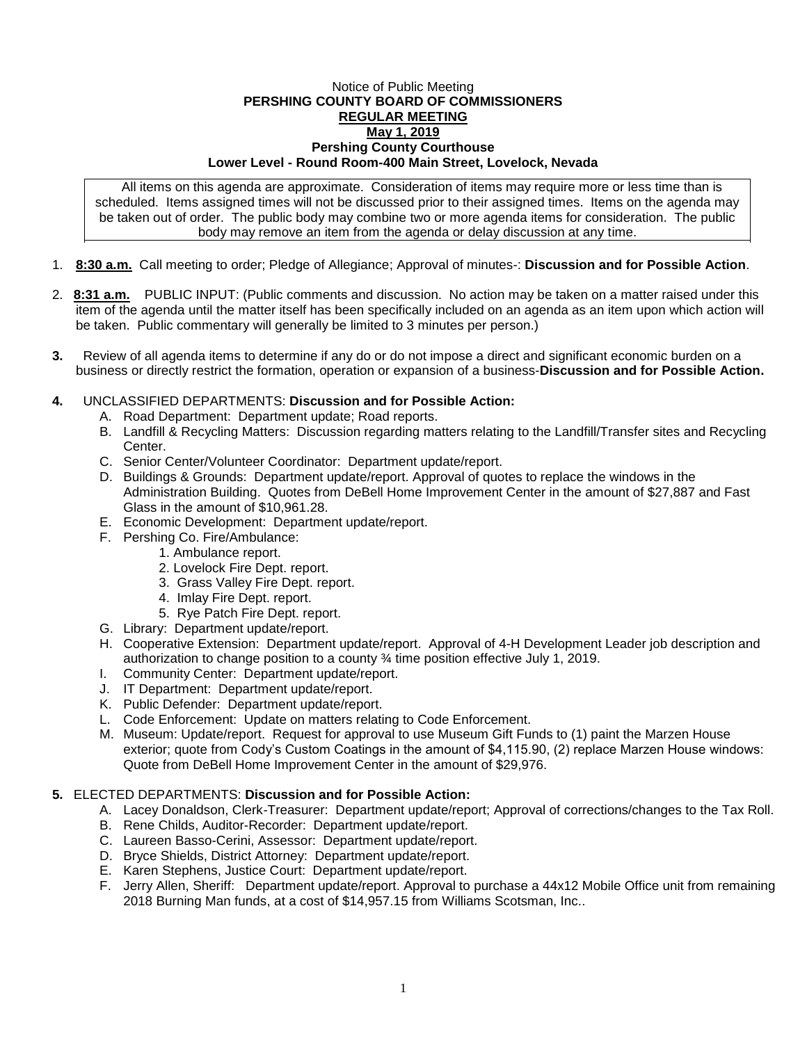Notice of Public Meeting

**PERSHING COUNTY BOARD OF COMMISSIONERS**

**REGULAR MEETING**

**May 1, 2019**

**Pershing County Courthouse**

**Lower Level - Round Room-400 Main Street, Lovelock, Nevada**

All items on this agenda are approximate. Consideration of items may require more or less time than is scheduled. Items assigned times will not be discussed prior to their assigned times. Items on the agenda may be taken out of order. The public body may combine two or more agenda items for consideration. The public body may remove an item from the agenda or delay discussion at any time.

1. **8:30 a.m.** Call meeting to order; Pledge of Allegiance; Approval of minutes-: **Discussion and for Possible Action**.

2. **8:31 a.m.** PUBLIC INPUT: (Public comments and discussion. No action may be taken on a matter raised under this item of the agenda until the matter itself has been specifically included on an agenda as an item upon which action will be taken. Public commentary will generally be limited to 3 minutes per person.)

3. Review of all agenda items to determine if any do or do not impose a direct and significant economic burden on a business or directly restrict the formation, operation or expansion of a business-**Discussion and for Possible Action.**

4. UNCLASSIFIED DEPARTMENTS: **Discussion and for Possible Action:**
   - A. Road Department: Department update; Road reports.
   - B. Landfill & Recycling Matters: Discussion regarding matters relating to the Landfill/Transfer sites and Recycling Center.
   - C. Senior Center/Volunteer Coordinator: Department update/report.
   - D. Buildings & Grounds: Department update/report. Approval of quotes to replace the windows in the Administration Building. Quotes from DeBell Home Improvement Center in the amount of $27,887 and Fast Glass in the amount of $10,961.28.
   - E. Economic Development: Department update/report.
   - F. Pershing Co. Fire/Ambulance:
     1. Ambulance report.
     2. Lovelock Fire Dept. report.
     3. Grass Valley Fire Dept. report.
     4. Imlay Fire Dept. report.
     5. Rye Patch Fire Dept. report.
   - G. Library: Department update/report.
   - H. Cooperative Extension: Department update/report. Approval of 4-H Development Leader job description and authorization to change position to a county ¾ time position effective July 1, 2019.
   - I. Community Center: Department update/report.
   - J. IT Department: Department update/report.
   - K. Public Defender: Department update/report.
   - L. Code Enforcement: Update on matters relating to Code Enforcement.
   - M. Museum: Update/report. Request for approval to use Museum Gift Funds to (1) paint the Marzen House exterior; quote from Cody's Custom Coatings in the amount of $4,115.90, (2) replace Marzen House windows: Quote from DeBell Home Improvement Center in the amount of $29,976.

5. ELECTED DEPARTMENTS: **Discussion and for Possible Action:**
   - A. Lacey Donaldson, Clerk-Treasurer: Department update/report; Approval of corrections/changes to the Tax Roll.
   - B. Rene Childs, Auditor-Recorder: Department update/report.
   - C. Laureen Basso-Cerini, Assessor: Department update/report.
   - D. Bryce Shields, District Attorney: Department update/report.
   - E. Karen Stephens, Justice Court: Department update/report.
   - F. Jerry Allen, Sheriff: Department update/report. Approval to purchase a 44x12 Mobile Office unit from remaining 2018 Burning Man funds, at a cost of $14,957.15 from Williams Scotsman, Inc..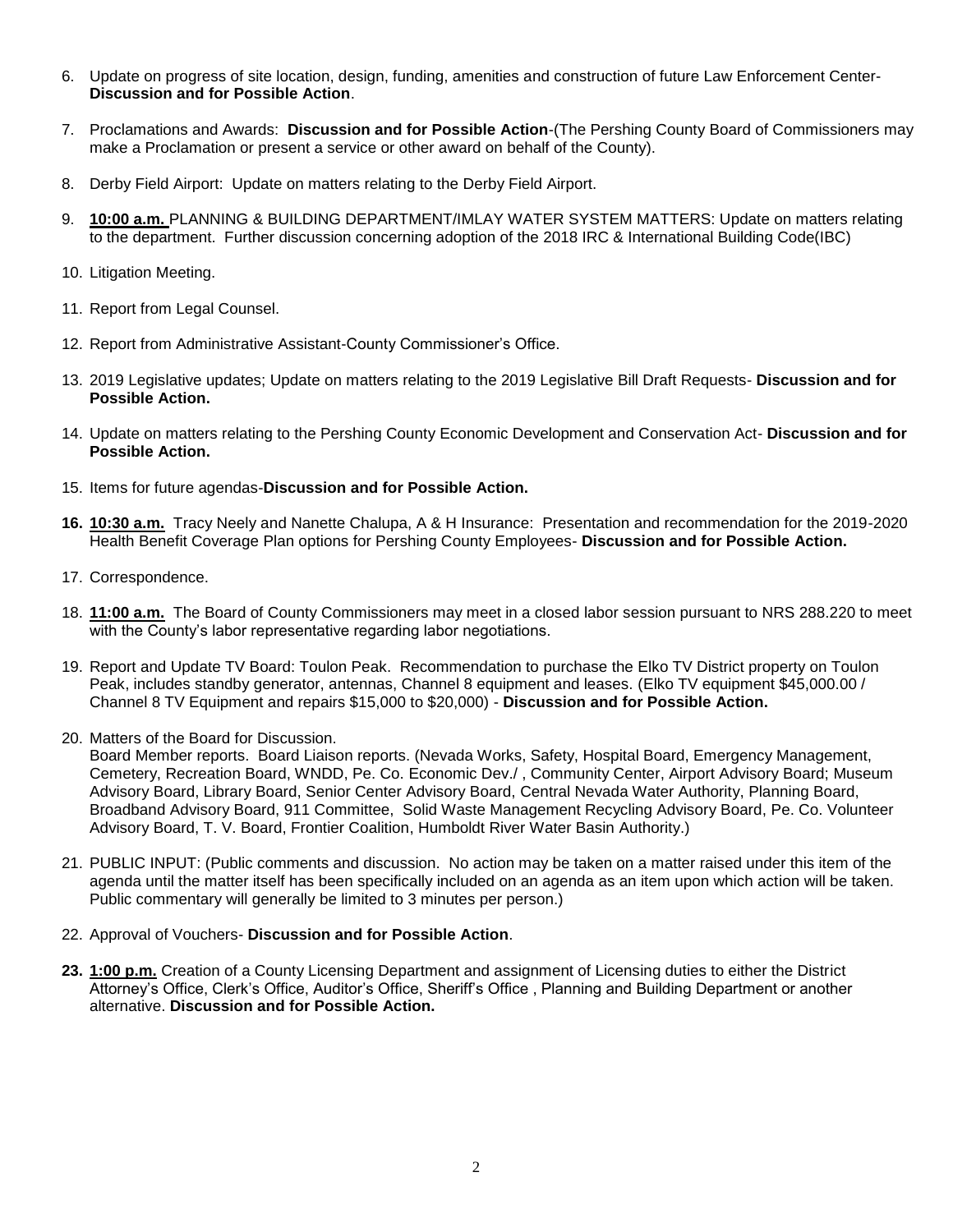6. Update on progress of site location, design, funding, amenities and construction of future Law Enforcement Center- **Discussion and for Possible Action**.

7. Proclamations and Awards: **Discussion and for Possible Action**-(The Pershing County Board of Commissioners may make a Proclamation or present a service or other award on behalf of the County).

8. Derby Field Airport: Update on matters relating to the Derby Field Airport.

9. **10:00 a.m.** PLANNING & BUILDING DEPARTMENT/IMLAY WATER SYSTEM MATTERS: Update on matters relating to the department. Further discussion concerning adoption of the 2018 IRC & International Building Code(IBC)

10. Litigation Meeting.

11. Report from Legal Counsel.

12. Report from Administrative Assistant-County Commissioner's Office.

13. 2019 Legislative updates; Update on matters relating to the 2019 Legislative Bill Draft Requests- **Discussion and for Possible Action.**

14. Update on matters relating to the Pershing County Economic Development and Conservation Act- **Discussion and for Possible Action.**

15. Items for future agendas-**Discussion and for Possible Action.**

16. **10:30 a.m.** Tracy Neely and Nanette Chalupa, A & H Insurance: Presentation and recommendation for the 2019-2020 Health Benefit Coverage Plan options for Pershing County Employees- **Discussion and for Possible Action.**

17. Correspondence.

18. **11:00 a.m.** The Board of County Commissioners may meet in a closed labor session pursuant to NRS 288.220 to meet with the County's labor representative regarding labor negotiations.

19. Report and Update TV Board: Toulon Peak. Recommendation to purchase the Elko TV District property on Toulon Peak, includes standby generator, antennas, Channel 8 equipment and leases. (Elko TV equipment $45,000.00 / Channel 8 TV Equipment and repairs $15,000 to $20,000) - **Discussion and for Possible Action.**

20. Matters of the Board for Discussion.
    Board Member reports. Board Liaison reports. (Nevada Works, Safety, Hospital Board, Emergency Management, Cemetery, Recreation Board, WNDD, Pe. Co. Economic Dev./ , Community Center, Airport Advisory Board; Museum Advisory Board, Library Board, Senior Center Advisory Board, Central Nevada Water Authority, Planning Board, Broadband Advisory Board, 911 Committee, Solid Waste Management Recycling Advisory Board, Pe. Co. Volunteer Advisory Board, T. V. Board, Frontier Coalition, Humboldt River Water Basin Authority.)

21. PUBLIC INPUT: (Public comments and discussion. No action may be taken on a matter raised under this item of the agenda until the matter itself has been specifically included on an agenda as an item upon which action will be taken. Public commentary will generally be limited to 3 minutes per person.)

22. Approval of Vouchers- **Discussion and for Possible Action**.

23. **1:00 p.m.** Creation of a County Licensing Department and assignment of Licensing duties to either the District Attorney's Office, Clerk's Office, Auditor's Office, Sheriff's Office , Planning and Building Department or another alternative. **Discussion and for Possible Action.**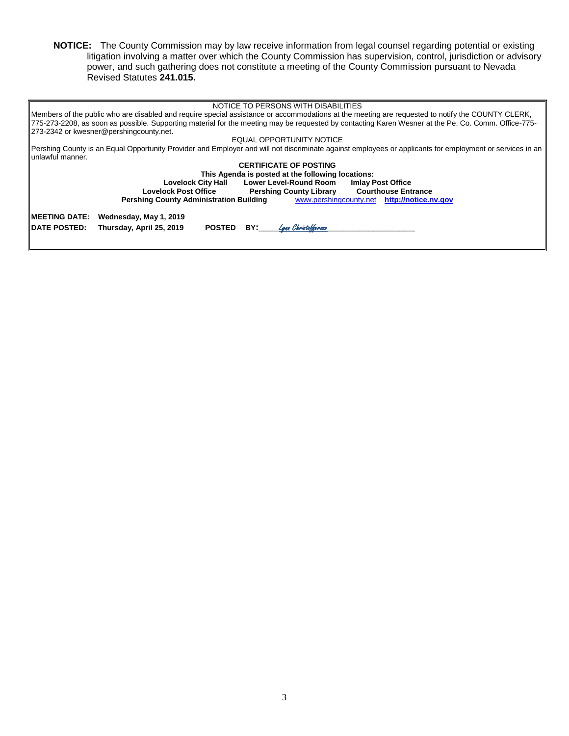**NOTICE:** The County Commission may by law receive information from legal counsel regarding potential or existing litigation involving a matter over which the County Commission has supervision, control, jurisdiction or advisory power, and such gathering does not constitute a meeting of the County Commission pursuant to Nevada Revised Statutes **241.015.**

NOTICE TO PERSONS WITH DISABILITIES

Members of the public who are disabled and require special assistance or accommodations at the meeting are requested to notify the COUNTY CLERK, 775-273-2208, as soon as possible. Supporting material for the meeting may be requested by contacting Karen Wesner at the Pe. Co. Comm. Office-775-273-2342 or kwesner@pershingcounty.net.

EQUAL OPPORTUNITY NOTICE

Pershing County is an Equal Opportunity Provider and Employer and will not discriminate against employees or applicants for employment or services in an unlawful manner.

**CERTIFICATE OF POSTING**

**This Agenda is posted at the following locations:**

**Lovelock City Hall** **Lower Level-Round Room** **Imlay Post Office**

**Lovelock Post Office** **Pershing County Library** **Courthouse Entrance**

**Pershing County Administration Building** www.pershingcounty.net **http://notice.nv.gov**

**MEETING DATE:** **Wednesday, May 1, 2019**

**DATE POSTED:** **Thursday, April 25, 2019** **POSTED BY:** *Lynn Christofferson*